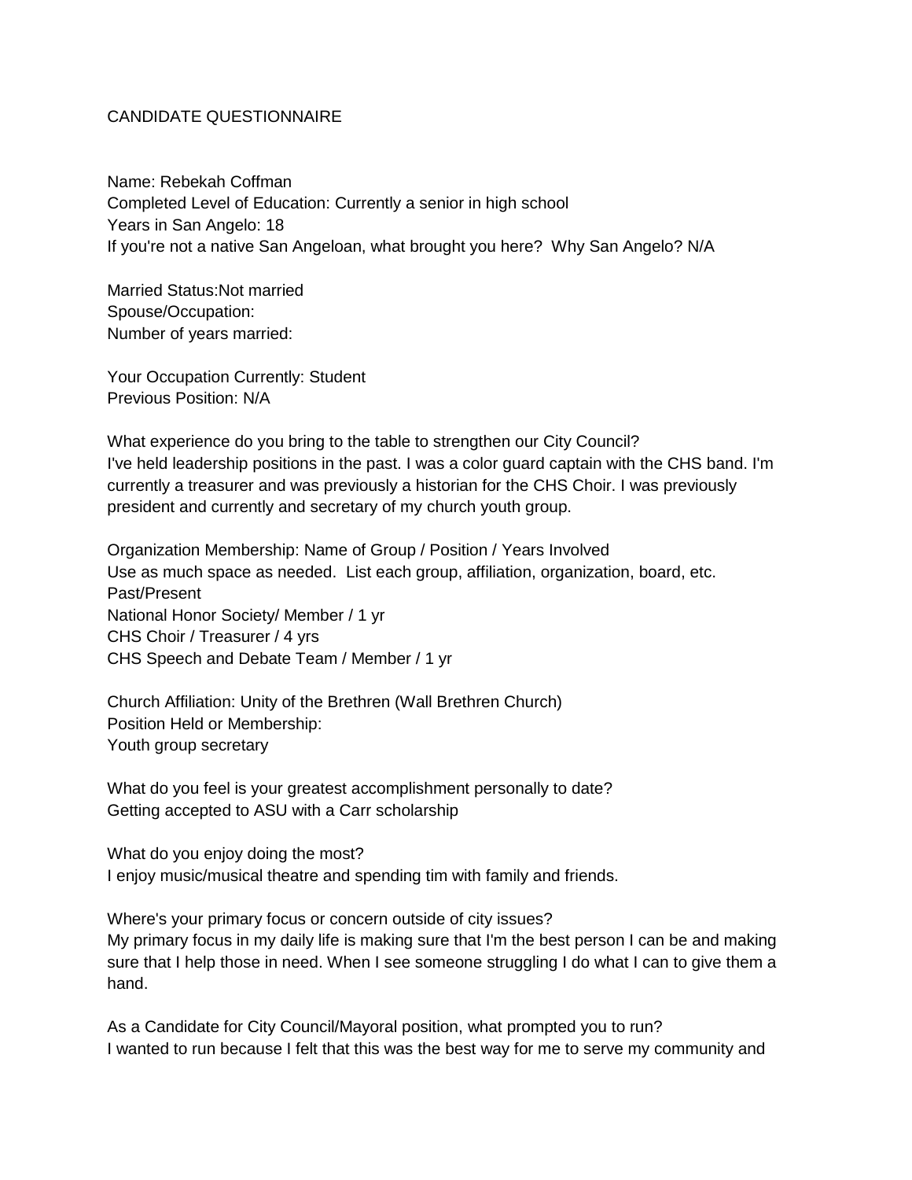CANDIDATE QUESTIONNAIRE

Name: Rebekah Coffman
Completed Level of Education: Currently a senior in high school
Years in San Angelo: 18
If you're not a native San Angeloan, what brought you here? Why San Angelo? N/A

Married Status:Not married
Spouse/Occupation:
Number of years married:

Your Occupation Currently: Student
Previous Position: N/A

What experience do you bring to the table to strengthen our City Council?
I've held leadership positions in the past. I was a color guard captain with the CHS band. I'm currently a treasurer and was previously a historian for the CHS Choir. I was previously president and currently and secretary of my church youth group.

Organization Membership: Name of Group / Position / Years Involved
Use as much space as needed. List each group, affiliation, organization, board, etc.
Past/Present
National Honor Society/ Member / 1 yr
CHS Choir / Treasurer / 4 yrs
CHS Speech and Debate Team / Member / 1 yr

Church Affiliation: Unity of the Brethren (Wall Brethren Church)
Position Held or Membership:
Youth group secretary

What do you feel is your greatest accomplishment personally to date?
Getting accepted to ASU with a Carr scholarship

What do you enjoy doing the most?
I enjoy music/musical theatre and spending tim with family and friends.

Where's your primary focus or concern outside of city issues?
My primary focus in my daily life is making sure that I'm the best person I can be and making sure that I help those in need. When I see someone struggling I do what I can to give them a hand.

As a Candidate for City Council/Mayoral position, what prompted you to run?
I wanted to run because I felt that this was the best way for me to serve my community and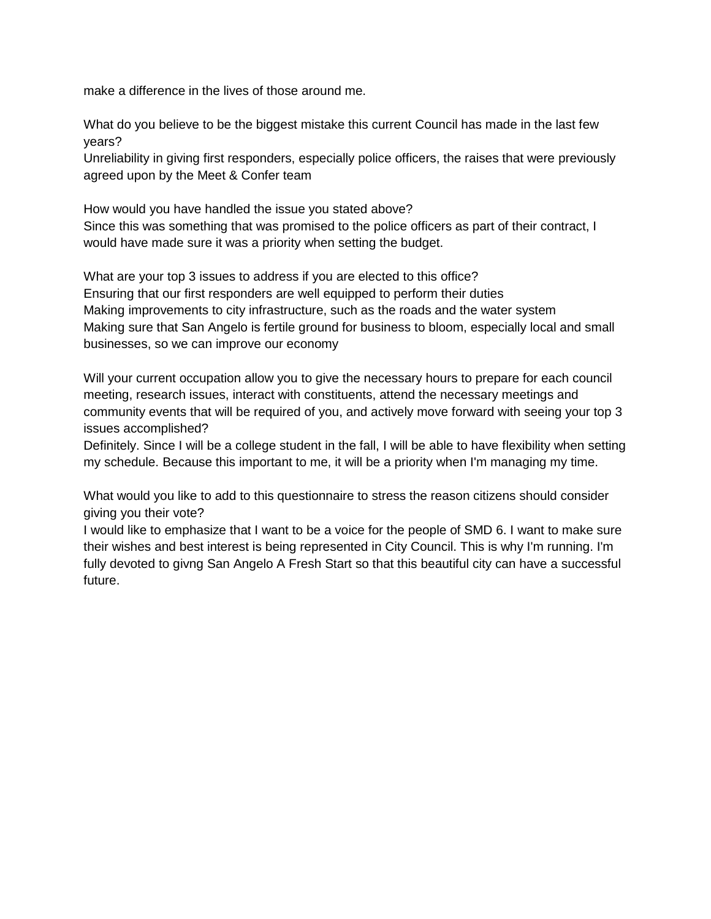make a difference in the lives of those around me.

What do you believe to be the biggest mistake this current Council has made in the last few years?
Unreliability in giving first responders, especially police officers, the raises that were previously agreed upon by the Meet & Confer team

How would you have handled the issue you stated above?
Since this was something that was promised to the police officers as part of their contract, I would have made sure it was a priority when setting the budget.

What are your top 3 issues to address if you are elected to this office?
Ensuring that our first responders are well equipped to perform their duties
Making improvements to city infrastructure, such as the roads and the water system
Making sure that San Angelo is fertile ground for business to bloom, especially local and small businesses, so we can improve our economy

Will your current occupation allow you to give the necessary hours to prepare for each council meeting, research issues, interact with constituents, attend the necessary meetings and community events that will be required of you, and actively move forward with seeing your top 3 issues accomplished?
Definitely. Since I will be a college student in the fall, I will be able to have flexibility when setting my schedule. Because this important to me, it will be a priority when I'm managing my time.

What would you like to add to this questionnaire to stress the reason citizens should consider giving you their vote?
I would like to emphasize that I want to be a voice for the people of SMD 6. I want to make sure their wishes and best interest is being represented in City Council. This is why I'm running. I'm fully devoted to givng San Angelo A Fresh Start so that this beautiful city can have a successful future.